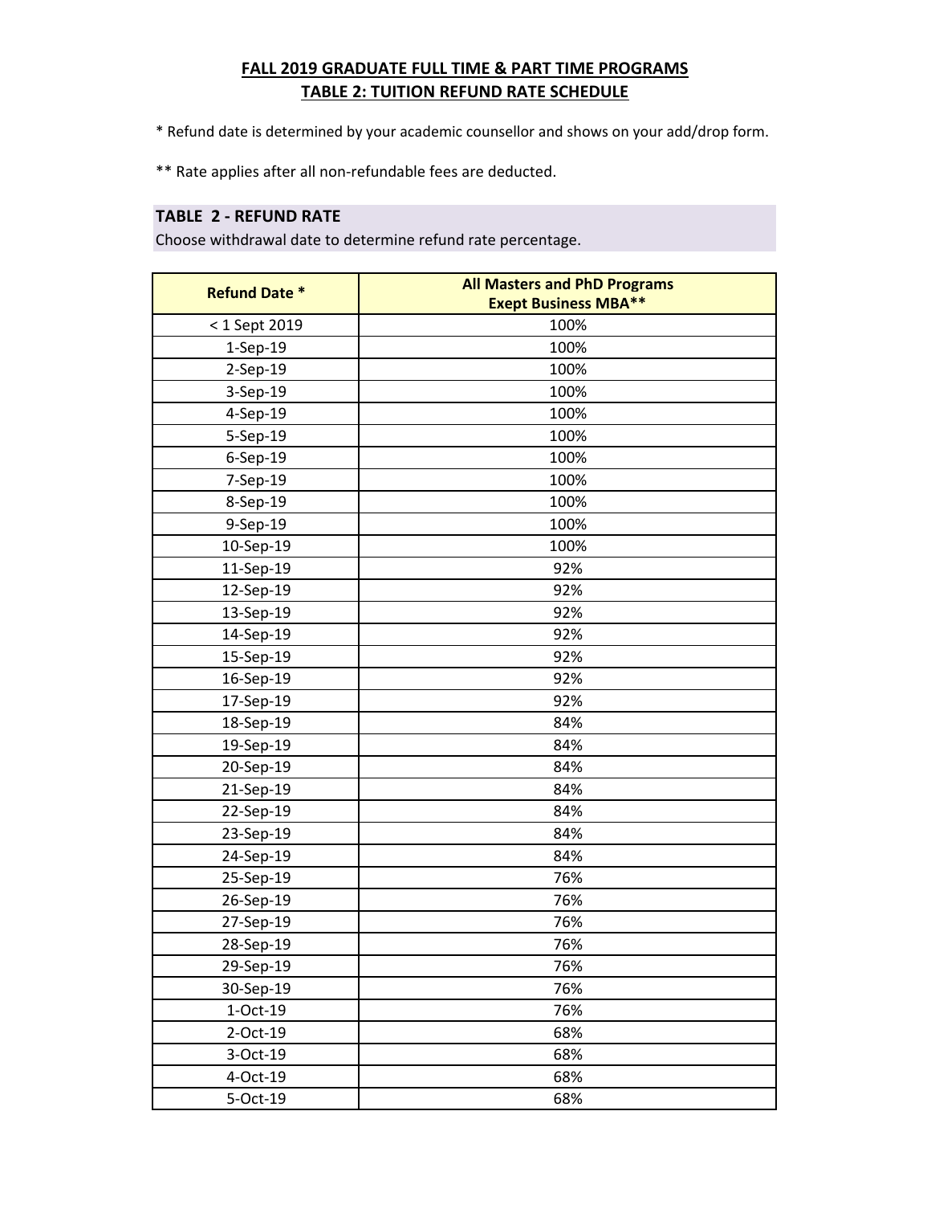**FALL 2019 GRADUATE FULL TIME & PART TIME PROGRAMS**
**TABLE 2: TUITION REFUND RATE SCHEDULE**

* Refund date is determined by your academic counsellor and shows on your add/drop form.

** Rate applies after all non-refundable fees are deducted.

**TABLE 2 - REFUND RATE**
Choose withdrawal date to determine refund rate percentage.

| Refund Date * | All Masters and PhD Programs Exept Business MBA** |
|---|---|
| < 1 Sept 2019 | 100% |
| 1-Sep-19 | 100% |
| 2-Sep-19 | 100% |
| 3-Sep-19 | 100% |
| 4-Sep-19 | 100% |
| 5-Sep-19 | 100% |
| 6-Sep-19 | 100% |
| 7-Sep-19 | 100% |
| 8-Sep-19 | 100% |
| 9-Sep-19 | 100% |
| 10-Sep-19 | 100% |
| 11-Sep-19 | 92% |
| 12-Sep-19 | 92% |
| 13-Sep-19 | 92% |
| 14-Sep-19 | 92% |
| 15-Sep-19 | 92% |
| 16-Sep-19 | 92% |
| 17-Sep-19 | 92% |
| 18-Sep-19 | 84% |
| 19-Sep-19 | 84% |
| 20-Sep-19 | 84% |
| 21-Sep-19 | 84% |
| 22-Sep-19 | 84% |
| 23-Sep-19 | 84% |
| 24-Sep-19 | 84% |
| 25-Sep-19 | 76% |
| 26-Sep-19 | 76% |
| 27-Sep-19 | 76% |
| 28-Sep-19 | 76% |
| 29-Sep-19 | 76% |
| 30-Sep-19 | 76% |
| 1-Oct-19 | 76% |
| 2-Oct-19 | 68% |
| 3-Oct-19 | 68% |
| 4-Oct-19 | 68% |
| 5-Oct-19 | 68% |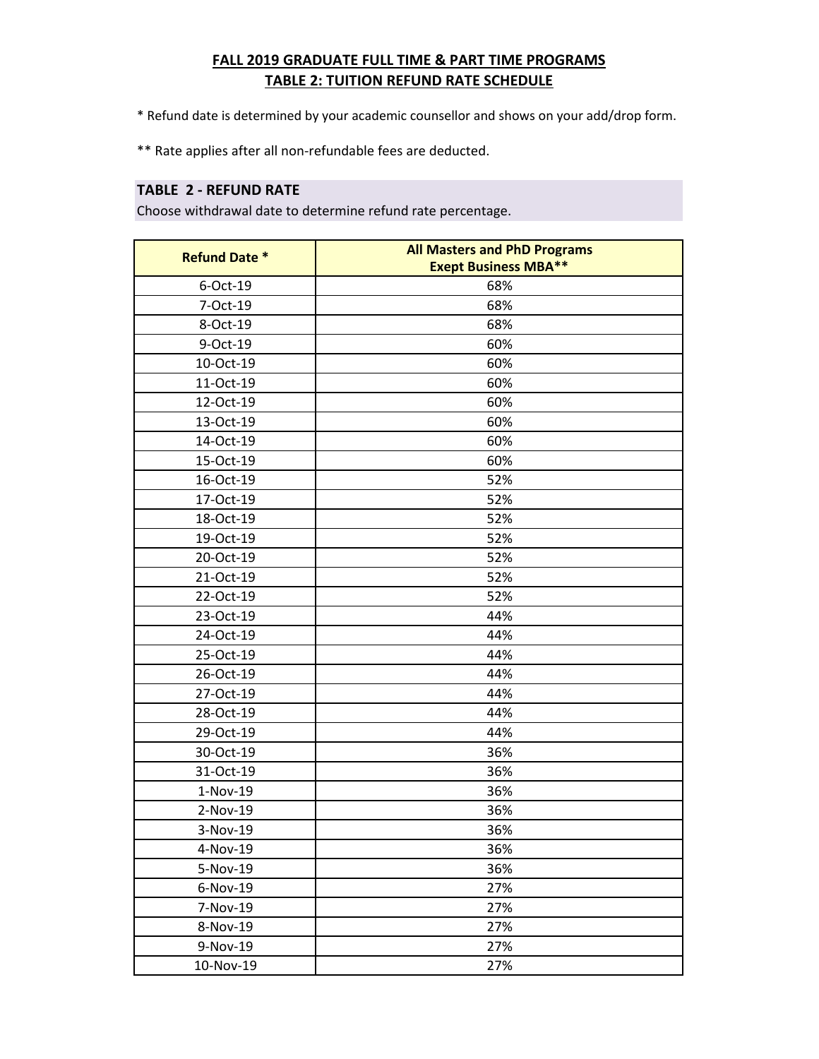**FALL 2019 GRADUATE FULL TIME & PART TIME PROGRAMS**
**TABLE 2: TUITION REFUND RATE SCHEDULE**

* Refund date is determined by your academic counsellor and shows on your add/drop form.

** Rate applies after all non-refundable fees are deducted.

### TABLE 2 - REFUND RATE

Choose withdrawal date to determine refund rate percentage.

| Refund Date * | All Masters and PhD Programs Exept Business MBA** |
|---|---|
| 6-Oct-19 | 68% |
| 7-Oct-19 | 68% |
| 8-Oct-19 | 68% |
| 9-Oct-19 | 60% |
| 10-Oct-19 | 60% |
| 11-Oct-19 | 60% |
| 12-Oct-19 | 60% |
| 13-Oct-19 | 60% |
| 14-Oct-19 | 60% |
| 15-Oct-19 | 60% |
| 16-Oct-19 | 52% |
| 17-Oct-19 | 52% |
| 18-Oct-19 | 52% |
| 19-Oct-19 | 52% |
| 20-Oct-19 | 52% |
| 21-Oct-19 | 52% |
| 22-Oct-19 | 52% |
| 23-Oct-19 | 44% |
| 24-Oct-19 | 44% |
| 25-Oct-19 | 44% |
| 26-Oct-19 | 44% |
| 27-Oct-19 | 44% |
| 28-Oct-19 | 44% |
| 29-Oct-19 | 44% |
| 30-Oct-19 | 36% |
| 31-Oct-19 | 36% |
| 1-Nov-19 | 36% |
| 2-Nov-19 | 36% |
| 3-Nov-19 | 36% |
| 4-Nov-19 | 36% |
| 5-Nov-19 | 36% |
| 6-Nov-19 | 27% |
| 7-Nov-19 | 27% |
| 8-Nov-19 | 27% |
| 9-Nov-19 | 27% |
| 10-Nov-19 | 27% |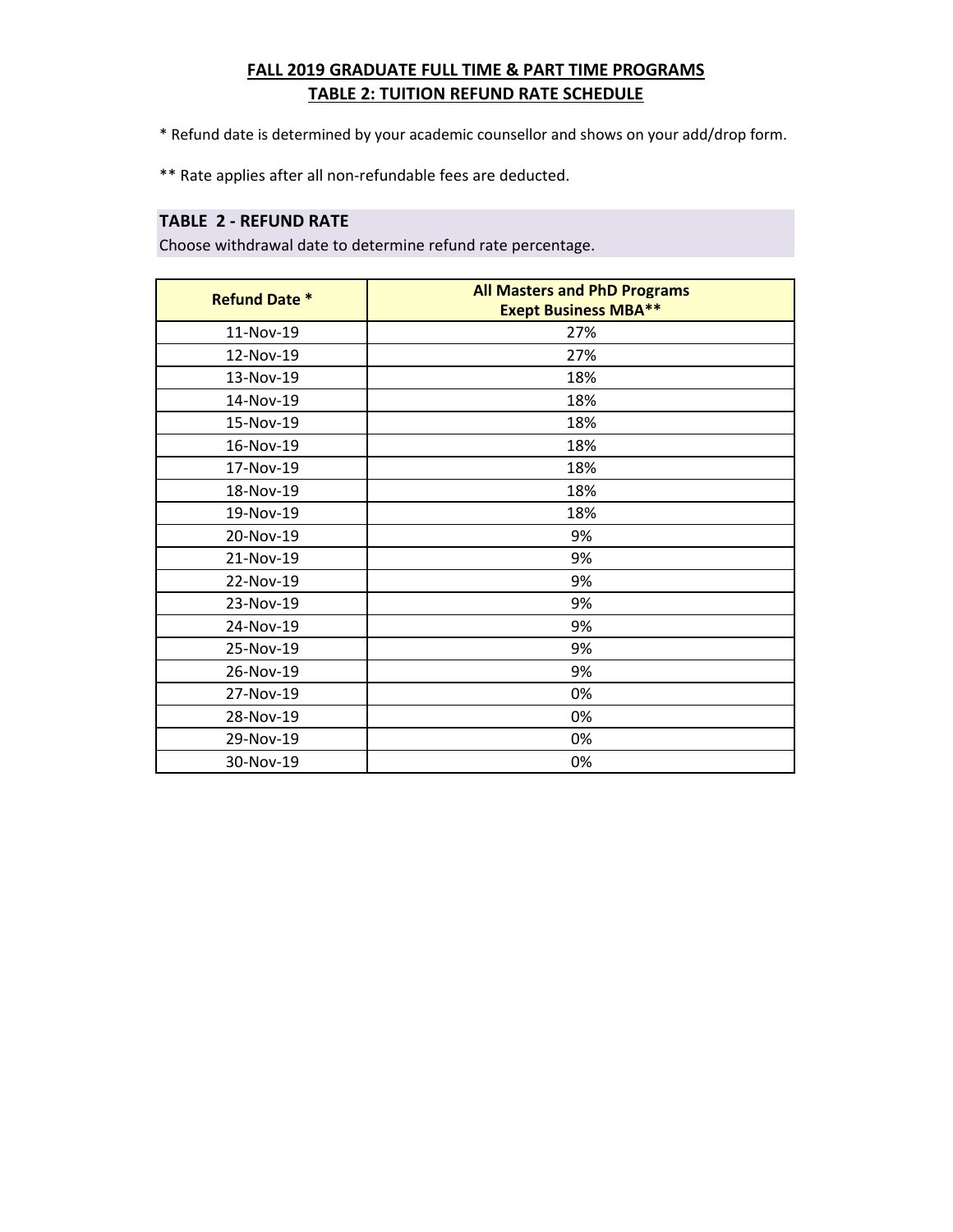# FALL 2019 GRADUATE FULL TIME & PART TIME PROGRAMS
## TABLE 2: TUITION REFUND RATE SCHEDULE

* Refund date is determined by your academic counsellor and shows on your add/drop form.

** Rate applies after all non-refundable fees are deducted.

### TABLE 2 - REFUND RATE

Choose withdrawal date to determine refund rate percentage.

| Refund Date * | All Masters and PhD Programs Exept Business MBA** |
|---|---|
| 11-Nov-19 | 27% |
| 12-Nov-19 | 27% |
| 13-Nov-19 | 18% |
| 14-Nov-19 | 18% |
| 15-Nov-19 | 18% |
| 16-Nov-19 | 18% |
| 17-Nov-19 | 18% |
| 18-Nov-19 | 18% |
| 19-Nov-19 | 18% |
| 20-Nov-19 | 9% |
| 21-Nov-19 | 9% |
| 22-Nov-19 | 9% |
| 23-Nov-19 | 9% |
| 24-Nov-19 | 9% |
| 25-Nov-19 | 9% |
| 26-Nov-19 | 9% |
| 27-Nov-19 | 0% |
| 28-Nov-19 | 0% |
| 29-Nov-19 | 0% |
| 30-Nov-19 | 0% |